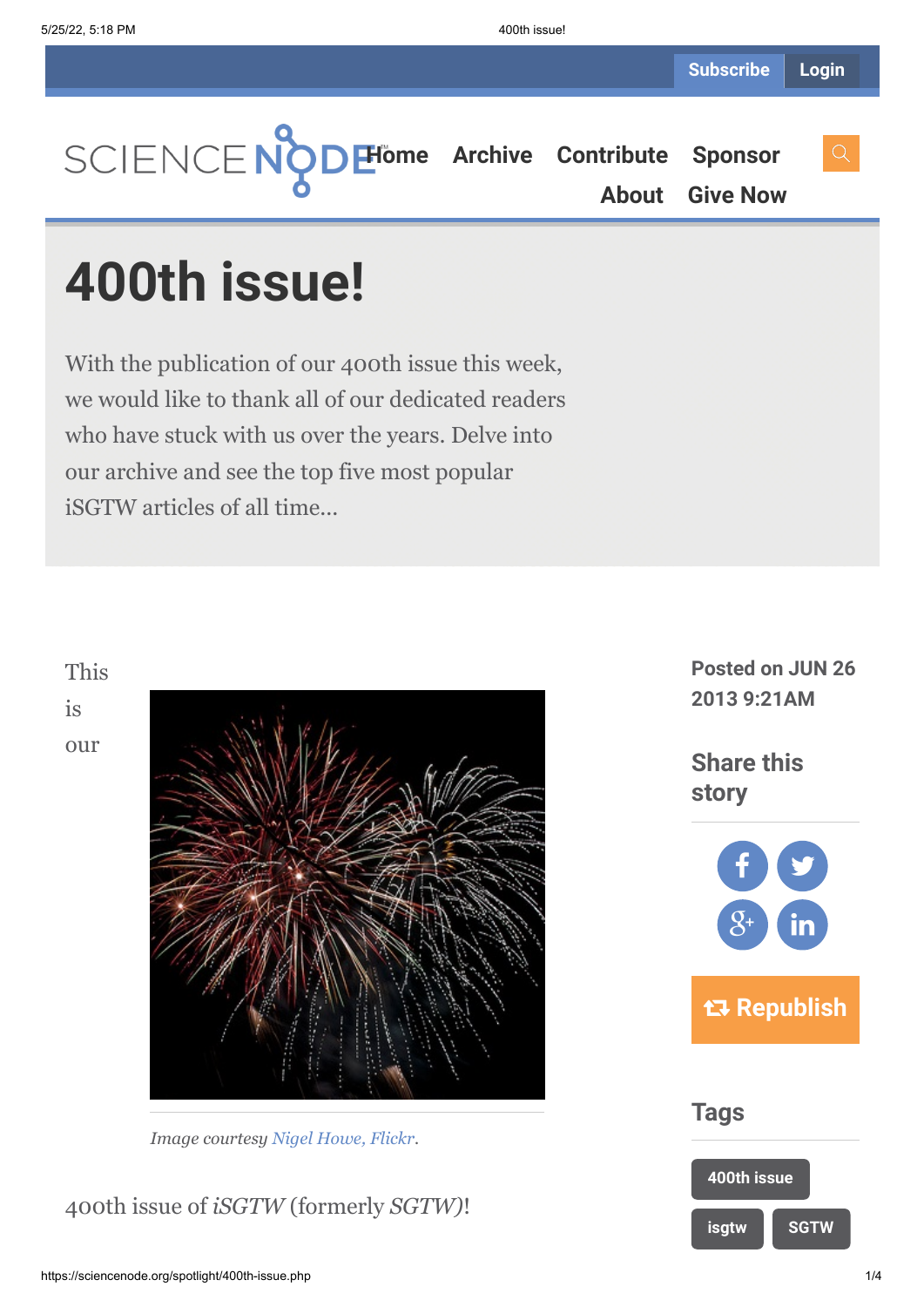Subscribe Login

SCIENCE NODE

Home Archive Contribute Sponsor About Give Now

# 400th issue!

With the publication of our 400th issue this week, we would like to thank all of our dedicated readers who have stuck with us over the years. Delve into our archive and see the top five most popular iSGTW articles of all time...

Posted on JUN 26 2013 9:21AM

## Share this story

Republish

## Tags

400th issue

isgtw

SGTW

This is our

*Image courtesy Nigel Howe, Flickr.*

400th issue of *iSGTW* (formerly *SGTW)*!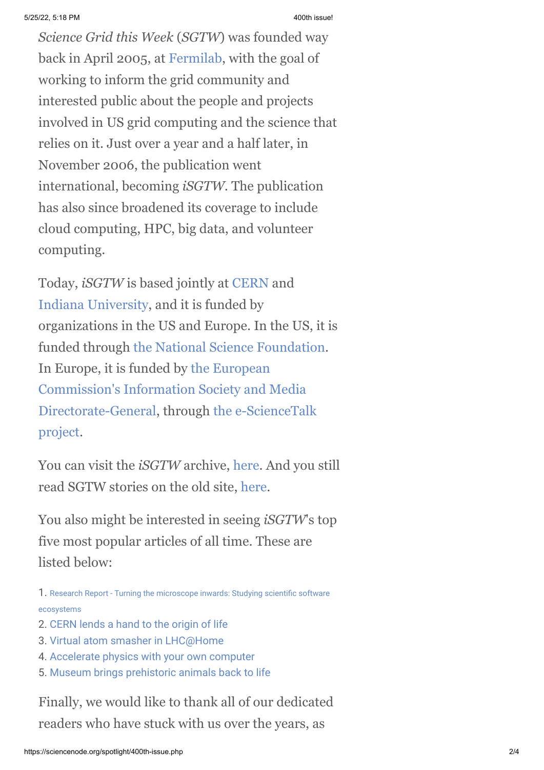*Science Grid this Week* (*SGTW*) was founded way back in April 2005, at Fermilab, with the goal of working to inform the grid community and interested public about the people and projects involved in US grid computing and the science that relies on it. Just over a year and a half later, in November 2006, the publication went international, becoming *iSGTW*. The publication has also since broadened its coverage to include cloud computing, HPC, big data, and volunteer computing.

Today, *iSGTW* is based jointly at CERN and Indiana University, and it is funded by organizations in the US and Europe. In the US, it is funded through the National Science Foundation. In Europe, it is funded by the European Commission's Information Society and Media Directorate-General, through the e-ScienceTalk project.

You can visit the *iSGTW* archive, here. And you still read SGTW stories on the old site, here.

You also might be interested in seeing *iSGTW*'s top five most popular articles of all time. These are listed below:

1. Research Report - Turning the microscope inwards: Studying scientific software ecosystems
2. CERN lends a hand to the origin of life
3. Virtual atom smasher in LHC@Home
4. Accelerate physics with your own computer
5. Museum brings prehistoric animals back to life

Finally, we would like to thank all of our dedicated readers who have stuck with us over the years, as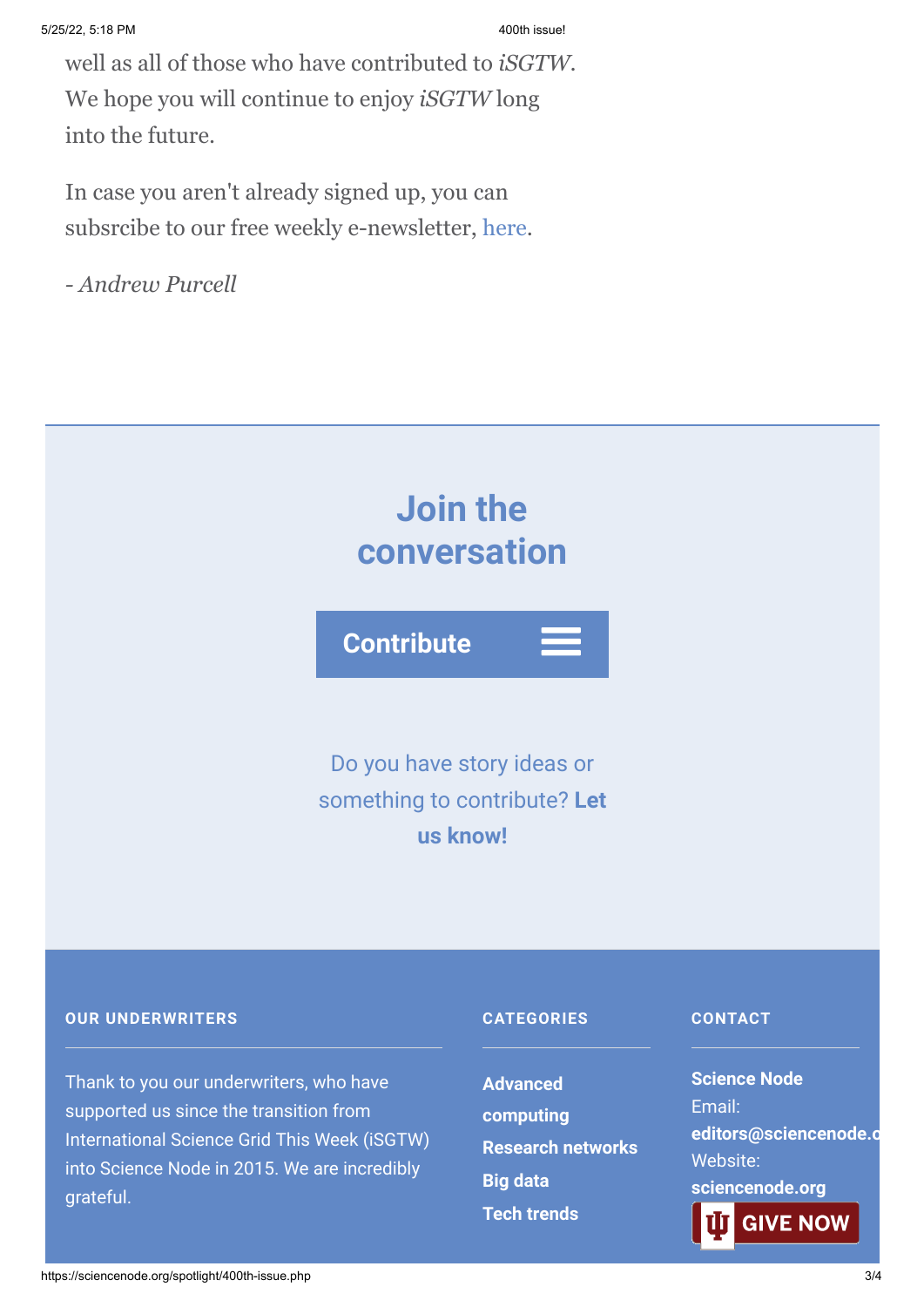well as all of those who have contributed to *iSGTW*. We hope you will continue to enjoy *iSGTW* long into the future.

In case you aren't already signed up, you can subsrcibe to our free weekly e-newsletter, here.

- *Andrew Purcell*

## Join the conversation

Contribute

Do you have story ideas or something to contribute? **Let us know!**

### OUR UNDERWRITERS

Thank to you our underwriters, who have supported us since the transition from International Science Grid This Week (iSGTW) into Science Node in 2015. We are incredibly grateful.

### CATEGORIES

**Advanced computing**
**Research networks**
**Big data**
**Tech trends**

### CONTACT

**Science Node**
Email:
**editors@sciencenode.o**
Website:
**sciencenode.org**

GIVE NOW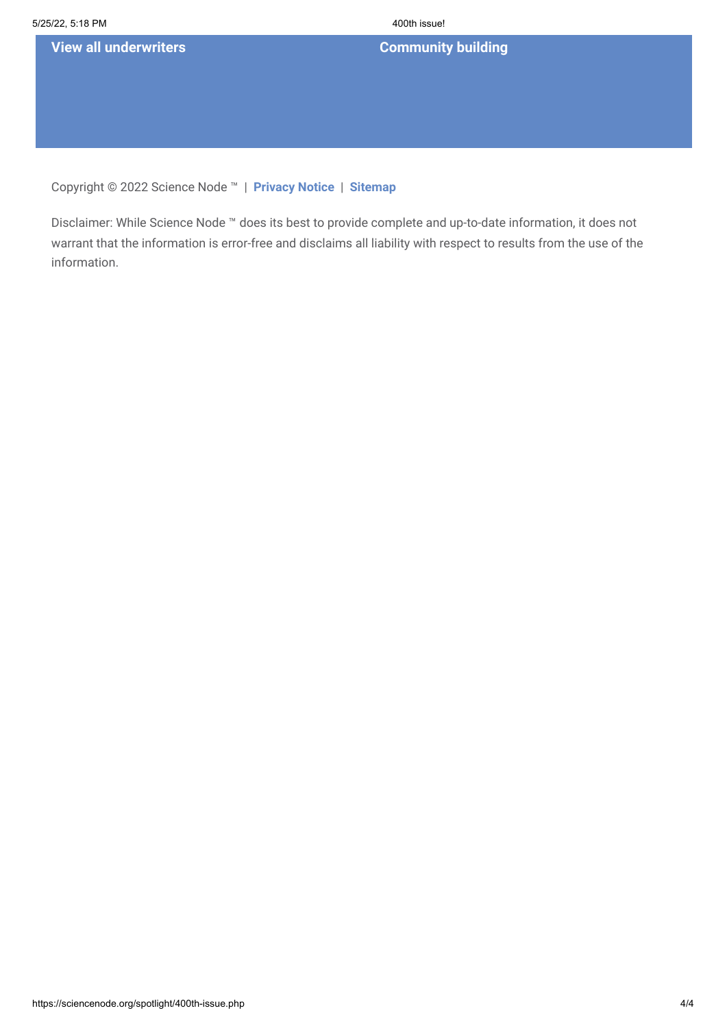**View all underwriters**

**Community building**

Copyright © 2022 Science Node ™ | **Privacy Notice** | **Sitemap**

Disclaimer: While Science Node ™ does its best to provide complete and up-to-date information, it does not warrant that the information is error-free and disclaims all liability with respect to results from the use of the information.